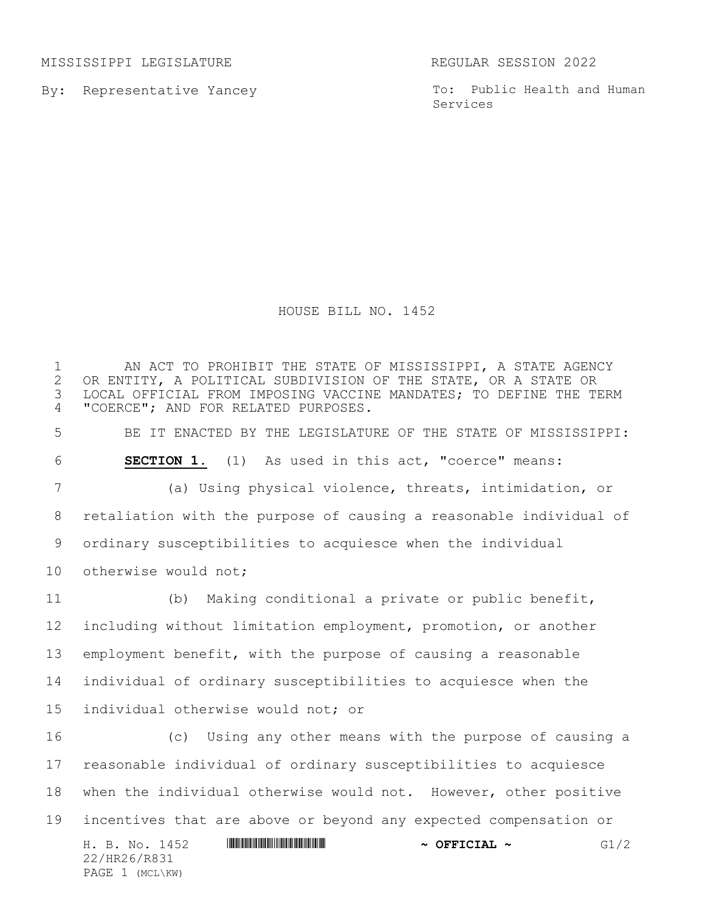MISSISSIPPI LEGISLATURE REGULAR SESSION 2022

By: Representative Yancey

To: Public Health and Human Services

# HOUSE BILL NO. 1452

AN ACT TO PROHIBIT THE STATE OF MISSISSIPPI, A STATE AGENCY OR ENTITY, A POLITICAL SUBDIVISION OF THE STATE, OR A STATE OR LOCAL OFFICIAL FROM IMPOSING VACCINE MANDATES; TO DEFINE THE TERM "COERCE"; AND FOR RELATED PURPOSES.

BE IT ENACTED BY THE LEGISLATURE OF THE STATE OF MISSISSIPPI:

**SECTION 1.** (1) As used in this act, "coerce" means:

(a) Using physical violence, threats, intimidation, or retaliation with the purpose of causing a reasonable individual of ordinary susceptibilities to acquiesce when the individual otherwise would not;

(b) Making conditional a private or public benefit, including without limitation employment, promotion, or another employment benefit, with the purpose of causing a reasonable individual of ordinary susceptibilities to acquiesce when the individual otherwise would not; or

(c) Using any other means with the purpose of causing a reasonable individual of ordinary susceptibilities to acquiesce when the individual otherwise would not. However, other positive incentives that are above or beyond any expected compensation or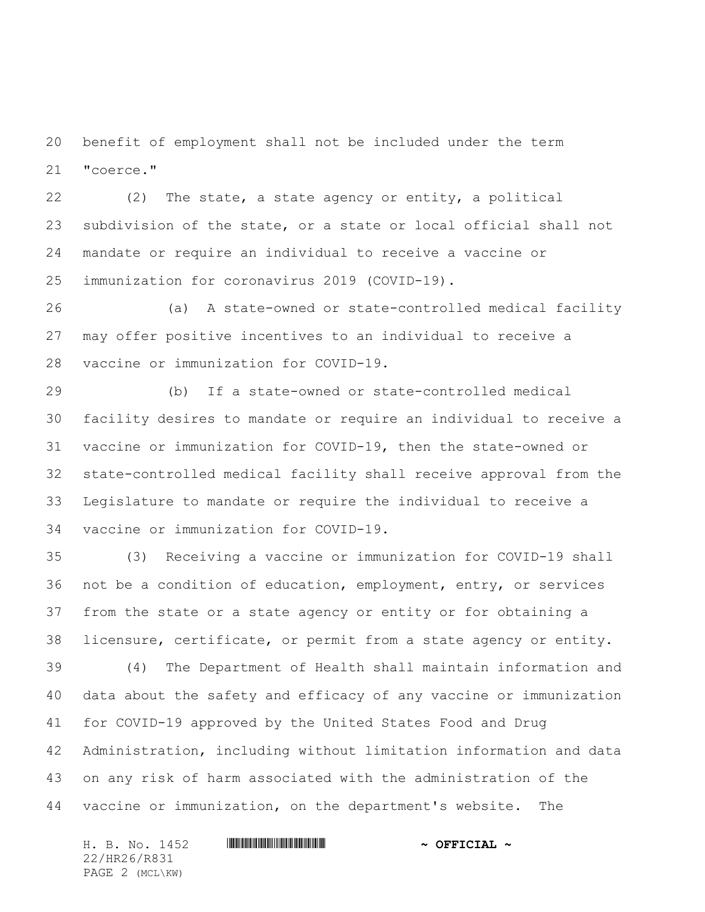benefit of employment shall not be included under the term "coerce."

(2) The state, a state agency or entity, a political subdivision of the state, or a state or local official shall not mandate or require an individual to receive a vaccine or immunization for coronavirus 2019 (COVID-19).

(a) A state-owned or state-controlled medical facility may offer positive incentives to an individual to receive a vaccine or immunization for COVID-19.

(b) If a state-owned or state-controlled medical facility desires to mandate or require an individual to receive a vaccine or immunization for COVID-19, then the state-owned or state-controlled medical facility shall receive approval from the Legislature to mandate or require the individual to receive a vaccine or immunization for COVID-19.

(3) Receiving a vaccine or immunization for COVID-19 shall not be a condition of education, employment, entry, or services from the state or a state agency or entity or for obtaining a licensure, certificate, or permit from a state agency or entity.

(4) The Department of Health shall maintain information and data about the safety and efficacy of any vaccine or immunization for COVID-19 approved by the United States Food and Drug Administration, including without limitation information and data on any risk of harm associated with the administration of the vaccine or immunization, on the department's website. The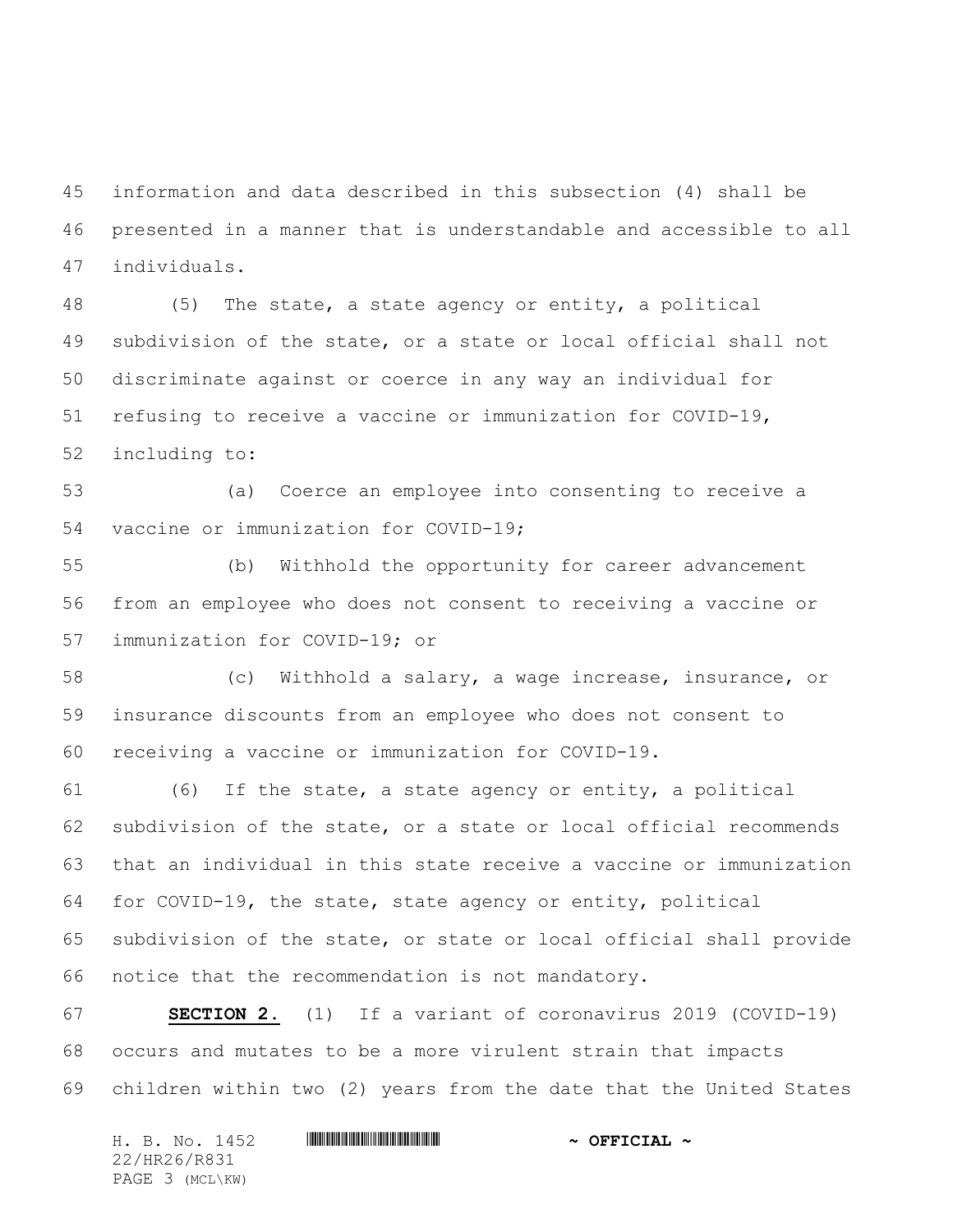information and data described in this subsection (4) shall be presented in a manner that is understandable and accessible to all individuals.

(5) The state, a state agency or entity, a political subdivision of the state, or a state or local official shall not discriminate against or coerce in any way an individual for refusing to receive a vaccine or immunization for COVID-19, including to:

(a) Coerce an employee into consenting to receive a vaccine or immunization for COVID-19;

(b) Withhold the opportunity for career advancement from an employee who does not consent to receiving a vaccine or immunization for COVID-19; or

(c) Withhold a salary, a wage increase, insurance, or insurance discounts from an employee who does not consent to receiving a vaccine or immunization for COVID-19.

(6) If the state, a state agency or entity, a political subdivision of the state, or a state or local official recommends that an individual in this state receive a vaccine or immunization for COVID-19, the state, state agency or entity, political subdivision of the state, or state or local official shall provide notice that the recommendation is not mandatory.

**SECTION 2.** (1) If a variant of coronavirus 2019 (COVID-19) occurs and mutates to be a more virulent strain that impacts children within two (2) years from the date that the United States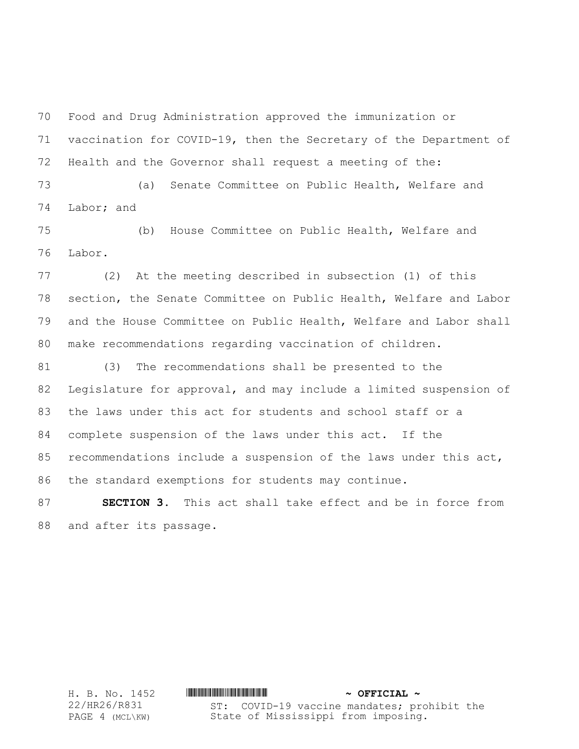Food and Drug Administration approved the immunization or vaccination for COVID-19, then the Secretary of the Department of Health and the Governor shall request a meeting of the:

(a) Senate Committee on Public Health, Welfare and Labor; and

(b) House Committee on Public Health, Welfare and Labor.

(2) At the meeting described in subsection (1) of this section, the Senate Committee on Public Health, Welfare and Labor and the House Committee on Public Health, Welfare and Labor shall make recommendations regarding vaccination of children.

(3) The recommendations shall be presented to the Legislature for approval, and may include a limited suspension of the laws under this act for students and school staff or a complete suspension of the laws under this act. If the recommendations include a suspension of the laws under this act, the standard exemptions for students may continue.

**SECTION 3.** This act shall take effect and be in force from and after its passage.